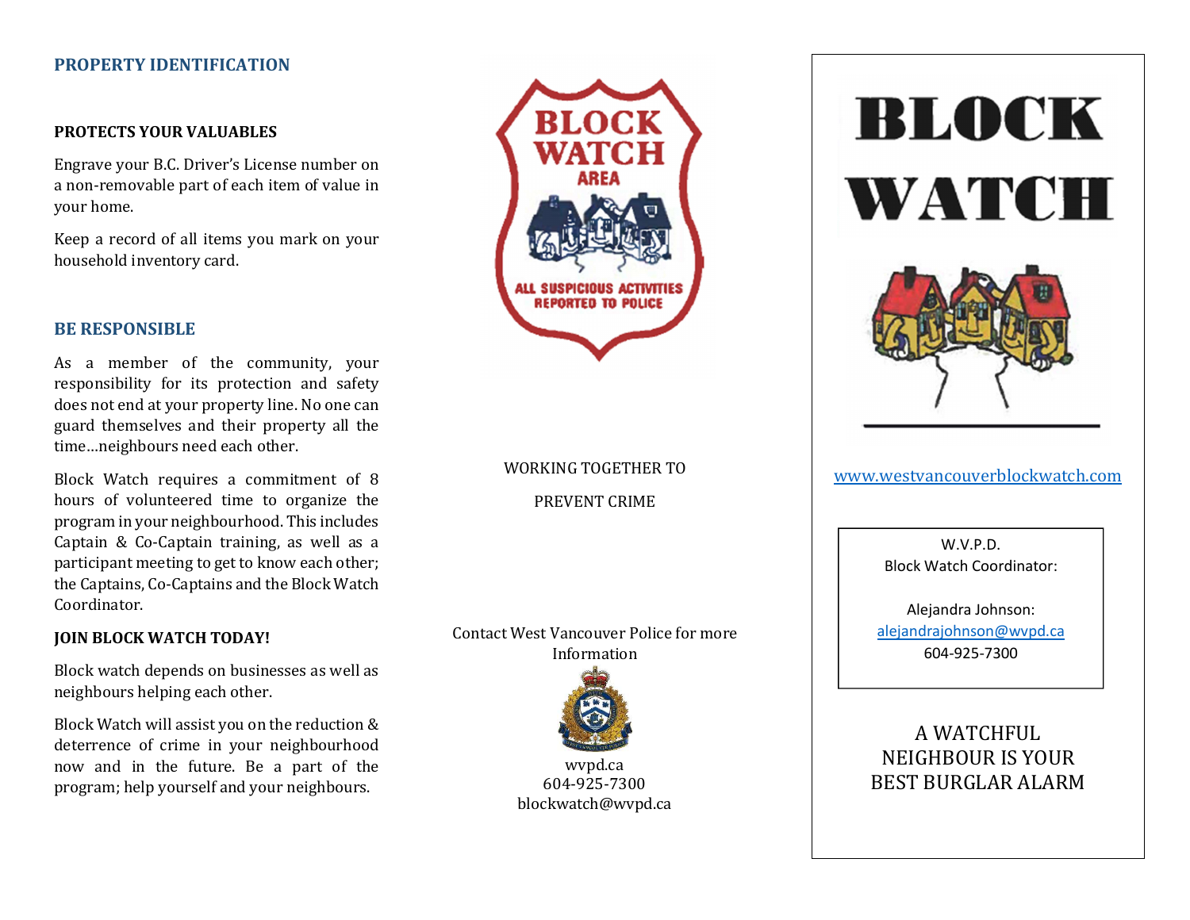## PROPERTY IDENTIFICATION

**PROTECTS YOUR VALUABLES**

Engrave your B.C. Driver's License number on a non-removable part of each item of value in your home.

Keep a record of all items you mark on your household inventory card.

## BE RESPONSIBLE

As a member of the community, your responsibility for its protection and safety does not end at your property line. No one can guard themselves and their property all the time…neighbours need each other.

Block Watch requires a commitment of 8 hours of volunteered time to organize the program in your neighbourhood. This includes Captain & Co-Captain training, as well as a participant meeting to get to know each other; the Captains, Co-Captains and the Block Watch Coordinator.

**JOIN BLOCK WATCH TODAY!**

Block watch depends on businesses as well as neighbours helping each other.

Block Watch will assist you on the reduction & deterrence of crime in your neighbourhood now and in the future. Be a part of the program; help yourself and your neighbours.

WORKING TOGETHER TO

PREVENT CRIME

Contact West Vancouver Police for more Information

wvpd.ca
604-925-7300
blockwatch@wvpd.ca

# BLOCK WATCH

www.westvancouverblockwatch.com

W.V.P.D.
Block Watch Coordinator:

Alejandra Johnson:
alejandrajohnson@wvpd.ca
604-925-7300

A WATCHFUL NEIGHBOUR IS YOUR BEST BURGLAR ALARM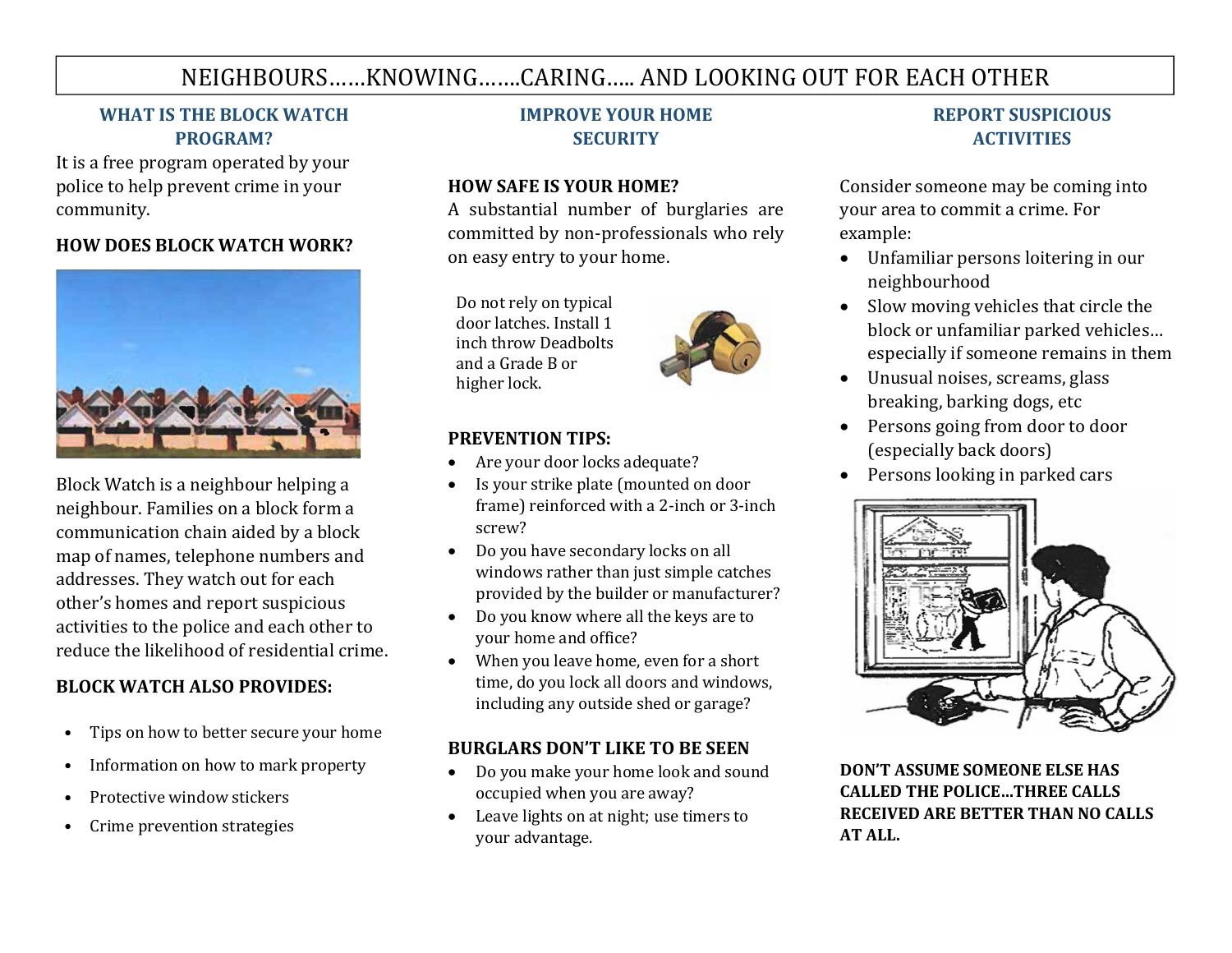# NEIGHBOURS……KNOWING…….CARING….. AND LOOKING OUT FOR EACH OTHER

## WHAT IS THE BLOCK WATCH PROGRAM?

It is a free program operated by your police to help prevent crime in your community.

**HOW DOES BLOCK WATCH WORK?**

Block Watch is a neighbour helping a neighbour. Families on a block form a communication chain aided by a block map of names, telephone numbers and addresses. They watch out for each other's homes and report suspicious activities to the police and each other to reduce the likelihood of residential crime.

**BLOCK WATCH ALSO PROVIDES:**

- Tips on how to better secure your home
- Information on how to mark property
- Protective window stickers
- Crime prevention strategies

## IMPROVE YOUR HOME SECURITY

**HOW SAFE IS YOUR HOME?**

A substantial number of burglaries are committed by non-professionals who rely on easy entry to your home.

Do not rely on typical door latches. Install 1 inch throw Deadbolts and a Grade B or higher lock.

**PREVENTION TIPS:**

- Are your door locks adequate?
- Is your strike plate (mounted on door frame) reinforced with a 2-inch or 3-inch screw?
- Do you have secondary locks on all windows rather than just simple catches provided by the builder or manufacturer?
- Do you know where all the keys are to your home and office?
- When you leave home, even for a short time, do you lock all doors and windows, including any outside shed or garage?

**BURGLARS DON'T LIKE TO BE SEEN**

- Do you make your home look and sound occupied when you are away?
- Leave lights on at night; use timers to your advantage.

## REPORT SUSPICIOUS ACTIVITIES

Consider someone may be coming into your area to commit a crime. For example:

- Unfamiliar persons loitering in our neighbourhood
- Slow moving vehicles that circle the block or unfamiliar parked vehicles… especially if someone remains in them
- Unusual noises, screams, glass breaking, barking dogs, etc
- Persons going from door to door (especially back doors)
- Persons looking in parked cars

**DON'T ASSUME SOMEONE ELSE HAS CALLED THE POLICE…THREE CALLS RECEIVED ARE BETTER THAN NO CALLS AT ALL.**